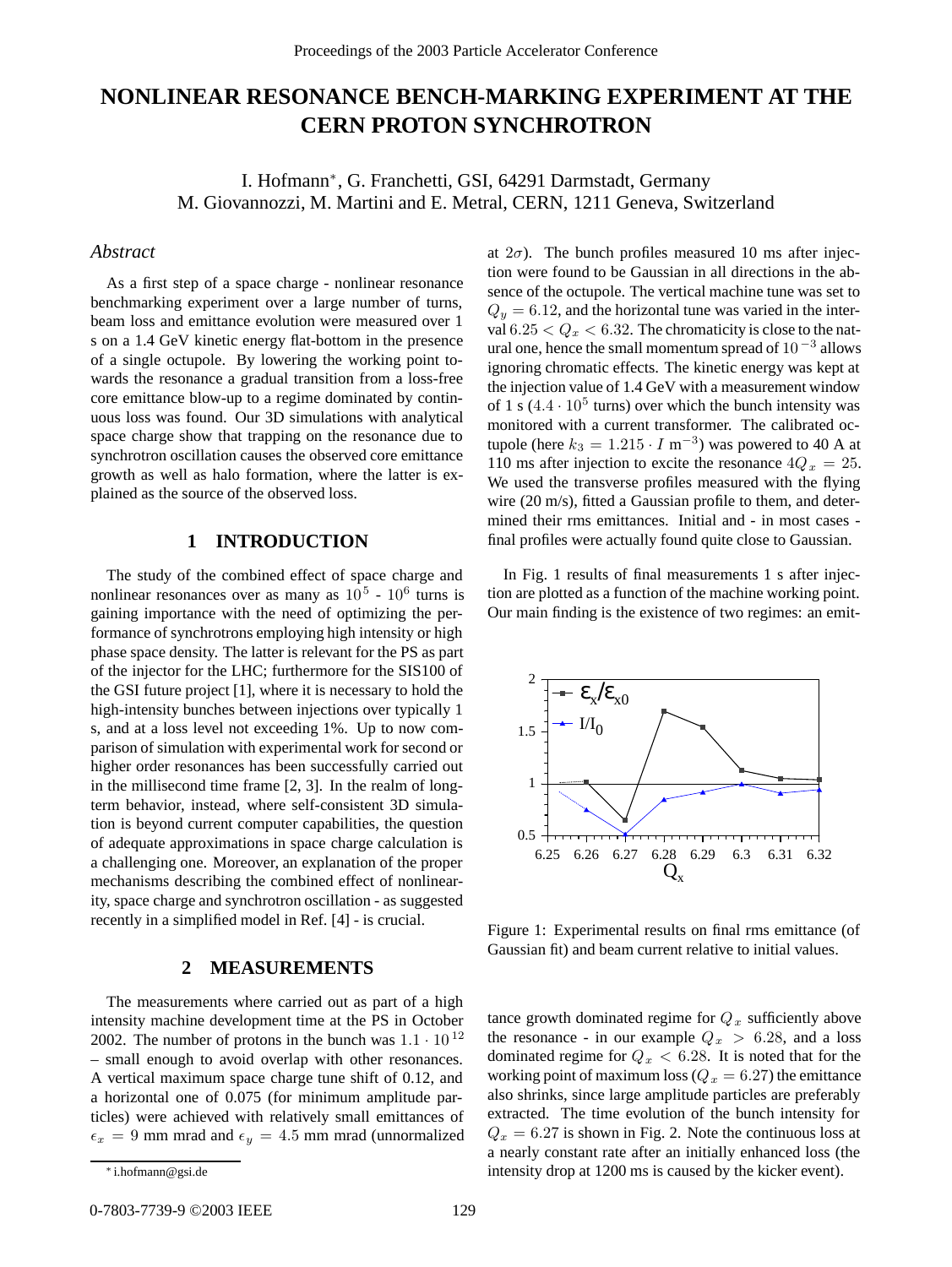# NONLINEAR RESONANCE BENCH-MARKING EXPERIMENT AT THE CERN PROTON SYNCHROTRON

I. Hofmann*, G. Franchetti, GSI, 64291 Darmstadt, Germany
M. Giovannozzi, M. Martini and E. Metral, CERN, 1211 Geneva, Switzerland

### *Abstract*

As a first step of a space charge - nonlinear resonance benchmarking experiment over a large number of turns, beam loss and emittance evolution were measured over 1 s on a 1.4 GeV kinetic energy flat-bottom in the presence of a single octupole. By lowering the working point towards the resonance a gradual transition from a loss-free core emittance blow-up to a regime dominated by continuous loss was found. Our 3D simulations with analytical space charge show that trapping on the resonance due to synchrotron oscillation causes the observed core emittance growth as well as halo formation, where the latter is explained as the source of the observed loss.

## 1 INTRODUCTION

The study of the combined effect of space charge and nonlinear resonances over as many as $10^5$ - $10^6$ turns is gaining importance with the need of optimizing the performance of synchrotrons employing high intensity or high phase space density. The latter is relevant for the PS as part of the injector for the LHC; furthermore for the SIS100 of the GSI future project [1], where it is necessary to hold the high-intensity bunches between injections over typically 1 s, and at a loss level not exceeding 1%. Up to now comparison of simulation with experimental work for second or higher order resonances has been successfully carried out in the millisecond time frame [2, 3]. In the realm of long-term behavior, instead, where self-consistent 3D simulation is beyond current computer capabilities, the question of adequate approximations in space charge calculation is a challenging one. Moreover, an explanation of the proper mechanisms describing the combined effect of nonlinearity, space charge and synchrotron oscillation - as suggested recently in a simplified model in Ref. [4] - is crucial.

## 2 MEASUREMENTS

The measurements where carried out as part of a high intensity machine development time at the PS in October 2002. The number of protons in the bunch was $1.1 \cdot 10^{12}$ – small enough to avoid overlap with other resonances. A vertical maximum space charge tune shift of 0.12, and a horizontal one of 0.075 (for minimum amplitude particles) were achieved with relatively small emittances of $\epsilon_x = 9$ mm mrad and $\epsilon_y = 4.5$ mm mrad (unnormalized at $2\sigma$). The bunch profiles measured 10 ms after injection were found to be Gaussian in all directions in the absence of the octupole. The vertical machine tune was set to $Q_y = 6.12$, and the horizontal tune was varied in the interval $6.25 < Q_x < 6.32$. The chromaticity is close to the natural one, hence the small momentum spread of $10^{-3}$ allows ignoring chromatic effects. The kinetic energy was kept at the injection value of 1.4 GeV with a measurement window of 1 s ($4.4 \cdot 10^5$ turns) over which the bunch intensity was monitored with a current transformer. The calibrated octupole (here $k_3 = 1.215 \cdot I$ m$^{-3}$) was powered to 40 A at 110 ms after injection to excite the resonance $4Q_x = 25$. We used the transverse profiles measured with the flying wire (20 m/s), fitted a Gaussian profile to them, and determined their rms emittances. Initial and - in most cases - final profiles were actually found quite close to Gaussian.

In Fig. 1 results of final measurements 1 s after injection are plotted as a function of the machine working point. Our main finding is the existence of two regimes: an emittance growth dominated regime for $Q_x$ sufficiently above the resonance - in our example $Q_x > 6.28$, and a loss dominated regime for $Q_x < 6.28$. It is noted that for the working point of maximum loss ($Q_x = 6.27$) the emittance also shrinks, since large amplitude particles are preferably extracted. The time evolution of the bunch intensity for $Q_x = 6.27$ is shown in Fig. 2. Note the continuous loss at a nearly constant rate after an initially enhanced loss (the intensity drop at 1200 ms is caused by the kicker event).

Figure 1: Experimental results on final rms emittance (of Gaussian fit) and beam current relative to initial values.

---

* i.hofmann@gsi.de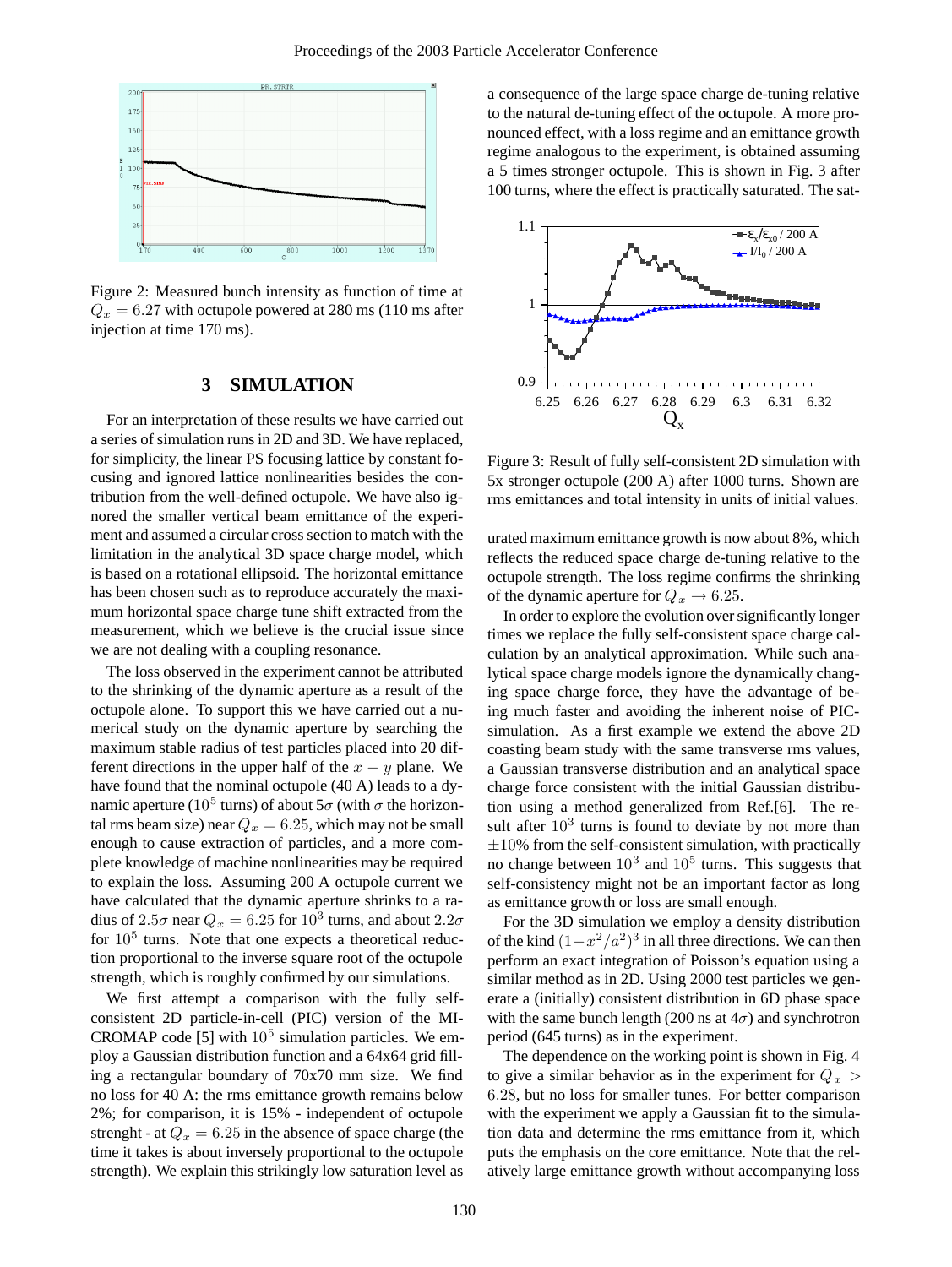Figure 2: Measured bunch intensity as function of time at $Q_x = 6.27$ with octupole powered at 280 ms (110 ms after injection at time 170 ms).

## 3 SIMULATION

For an interpretation of these results we have carried out a series of simulation runs in 2D and 3D. We have replaced, for simplicity, the linear PS focusing lattice by constant focusing and ignored lattice nonlinearities besides the contribution from the well-defined octupole. We have also ignored the smaller vertical beam emittance of the experiment and assumed a circular cross section to match with the limitation in the analytical 3D space charge model, which is based on a rotational ellipsoid. The horizontal emittance has been chosen such as to reproduce accurately the maximum horizontal space charge tune shift extracted from the measurement, which we believe is the crucial issue since we are not dealing with a coupling resonance.

The loss observed in the experiment cannot be attributed to the shrinking of the dynamic aperture as a result of the octupole alone. To support this we have carried out a numerical study on the dynamic aperture by searching the maximum stable radius of test particles placed into 20 different directions in the upper half of the $x-y$ plane. We have found that the nominal octupole (40 A) leads to a dynamic aperture ($10^5$ turns) of about $5\sigma$ (with $\sigma$ the horizontal rms beam size) near $Q_x = 6.25$, which may not be small enough to cause extraction of particles, and a more complete knowledge of machine nonlinearities may be required to explain the loss. Assuming 200 A octupole current we have calculated that the dynamic aperture shrinks to a radius of $2.5\sigma$ near $Q_x = 6.25$ for $10^3$ turns, and about $2.2\sigma$ for $10^5$ turns. Note that one expects a theoretical reduction proportional to the inverse square root of the octupole strength, which is roughly confirmed by our simulations.

We first attempt a comparison with the fully self-consistent 2D particle-in-cell (PIC) version of the MICROMAP code [5] with $10^5$ simulation particles. We employ a Gaussian distribution function and a 64x64 grid filling a rectangular boundary of 70x70 mm size. We find no loss for 40 A: the rms emittance growth remains below 2%; for comparison, it is 15% - independent of octupole strenght - at $Q_x = 6.25$ in the absence of space charge (the time it takes is about inversely proportional to the octupole strength). We explain this strikingly low saturation level as a consequence of the large space charge de-tuning relative to the natural de-tuning effect of the octupole. A more pronounced effect, with a loss regime and an emittance growth regime analogous to the experiment, is obtained assuming a 5 times stronger octupole. This is shown in Fig. 3 after 100 turns, where the effect is practically saturated. The saturated maximum emittance growth is now about 8%, which reflects the reduced space charge de-tuning relative to the octupole strength. The loss regime confirms the shrinking of the dynamic aperture for $Q_x \to 6.25$.

Figure 3: Result of fully self-consistent 2D simulation with 5x stronger octupole (200 A) after 1000 turns. Shown are rms emittances and total intensity in units of initial values.

In order to explore the evolution over significantly longer times we replace the fully self-consistent space charge calculation by an analytical approximation. While such analytical space charge models ignore the dynamically changing space charge force, they have the advantage of being much faster and avoiding the inherent noise of PIC-simulation. As a first example we extend the above 2D coasting beam study with the same transverse rms values, a Gaussian transverse distribution and an analytical space charge force consistent with the initial Gaussian distribution using a method generalized from Ref.[6]. The result after $10^3$ turns is found to deviate by not more than $\pm 10\%$ from the self-consistent simulation, with practically no change between $10^3$ and $10^5$ turns. This suggests that self-consistency might not be an important factor as long as emittance growth or loss are small enough.

For the 3D simulation we employ a density distribution of the kind $(1-x^2/a^2)^3$ in all three directions. We can then perform an exact integration of Poisson's equation using a similar method as in 2D. Using 2000 test particles we generate a (initially) consistent distribution in 6D phase space with the same bunch length (200 ns at $4\sigma$) and synchrotron period (645 turns) as in the experiment.

The dependence on the working point is shown in Fig. 4 to give a similar behavior as in the experiment for $Q_x > 6.28$, but no loss for smaller tunes. For better comparison with the experiment we apply a Gaussian fit to the simulation data and determine the rms emittance from it, which puts the emphasis on the core emittance. Note that the relatively large emittance growth without accompanying loss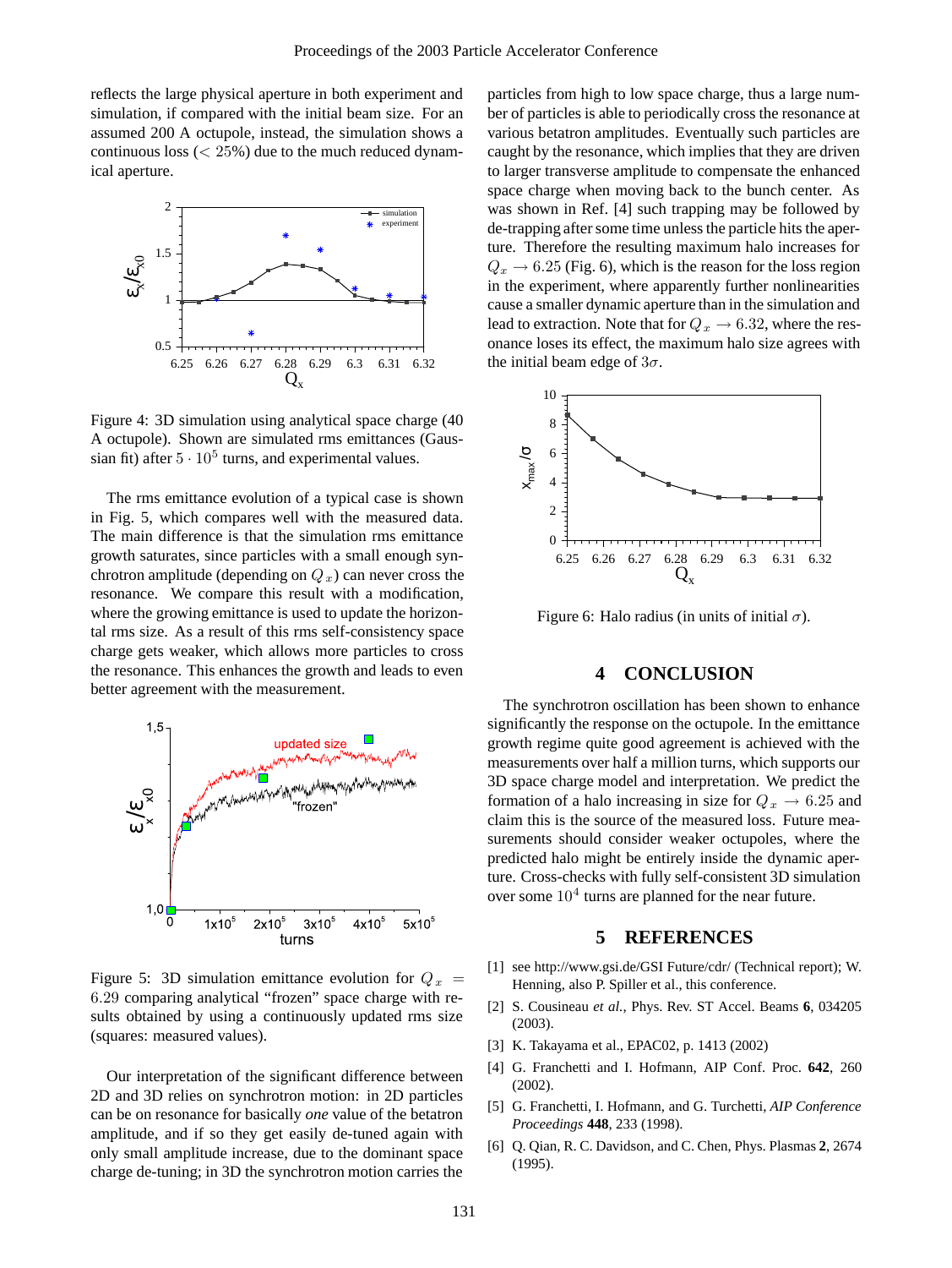reflects the large physical aperture in both experiment and simulation, if compared with the initial beam size. For an assumed 200 A octupole, instead, the simulation shows a continuous loss ($< 25\%$) due to the much reduced dynamical aperture.

2
1.5
1
0.5
6.25 6.26 6.27 6.28 6.29 6.3 6.31 6.32
$Q_x$
$\varepsilon_x/\varepsilon_{x0}$
simulation
experiment

Figure 4: 3D simulation using analytical space charge (40 A octupole). Shown are simulated rms emittances (Gaussian fit) after $5 \cdot 10^5$ turns, and experimental values.

The rms emittance evolution of a typical case is shown in Fig. 5, which compares well with the measured data. The main difference is that the simulation rms emittance growth saturates, since particles with a small enough synchrotron amplitude (depending on $Q_x$) can never cross the resonance. We compare this result with a modification, where the growing emittance is used to update the horizontal rms size. As a result of this rms self-consistency space charge gets weaker, which allows more particles to cross the resonance. This enhances the growth and leads to even better agreement with the measurement.

1,5
1,0
0 1x10^5 2x10^5 3x10^5 4x10^5 5x10^5
turns
$\varepsilon_x/\varepsilon_{x0}$
updated size
"frozen"

Figure 5: 3D simulation emittance evolution for $Q_x = 6.29$ comparing analytical "frozen" space charge with results obtained by using a continuously updated rms size (squares: measured values).

Our interpretation of the significant difference between 2D and 3D relies on synchrotron motion: in 2D particles can be on resonance for basically *one* value of the betatron amplitude, and if so they get easily de-tuned again with only small amplitude increase, due to the dominant space charge de-tuning; in 3D the synchrotron motion carries the particles from high to low space charge, thus a large number of particles is able to periodically cross the resonance at various betatron amplitudes. Eventually such particles are caught by the resonance, which implies that they are driven to larger transverse amplitude to compensate the enhanced space charge when moving back to the bunch center. As was shown in Ref. [4] such trapping may be followed by de-trapping after some time unless the particle hits the aperture. Therefore the resulting maximum halo increases for $Q_x \rightarrow 6.25$ (Fig. 6), which is the reason for the loss region in the experiment, where apparently further nonlinearities cause a smaller dynamic aperture than in the simulation and lead to extraction. Note that for $Q_x \rightarrow 6.32$, where the resonance loses its effect, the maximum halo size agrees with the initial beam edge of $3\sigma$.

10
8
6
4
2
0
6.25 6.26 6.27 6.28 6.29 6.3 6.31 6.32
$Q_x$
$x_{max}/\sigma$

Figure 6: Halo radius (in units of initial $\sigma$).

## 4 CONCLUSION

The synchrotron oscillation has been shown to enhance significantly the response on the octupole. In the emittance growth regime quite good agreement is achieved with the measurements over half a million turns, which supports our 3D space charge model and interpretation. We predict the formation of a halo increasing in size for $Q_x \rightarrow 6.25$ and claim this is the source of the measured loss. Future measurements should consider weaker octupoles, where the predicted halo might be entirely inside the dynamic aperture. Cross-checks with fully self-consistent 3D simulation over some $10^4$ turns are planned for the near future.

## 5 REFERENCES

[1] see http://www.gsi.de/GSI Future/cdr/ (Technical report); W. Henning, also P. Spiller et al., this conference.

[2] S. Cousineau *et al.*, Phys. Rev. ST Accel. Beams **6**, 034205 (2003).

[3] K. Takayama et al., EPAC02, p. 1413 (2002)

[4] G. Franchetti and I. Hofmann, AIP Conf. Proc. **642**, 260 (2002).

[5] G. Franchetti, I. Hofmann, and G. Turchetti, *AIP Conference Proceedings* **448**, 233 (1998).

[6] Q. Qian, R. C. Davidson, and C. Chen, Phys. Plasmas **2**, 2674 (1995).